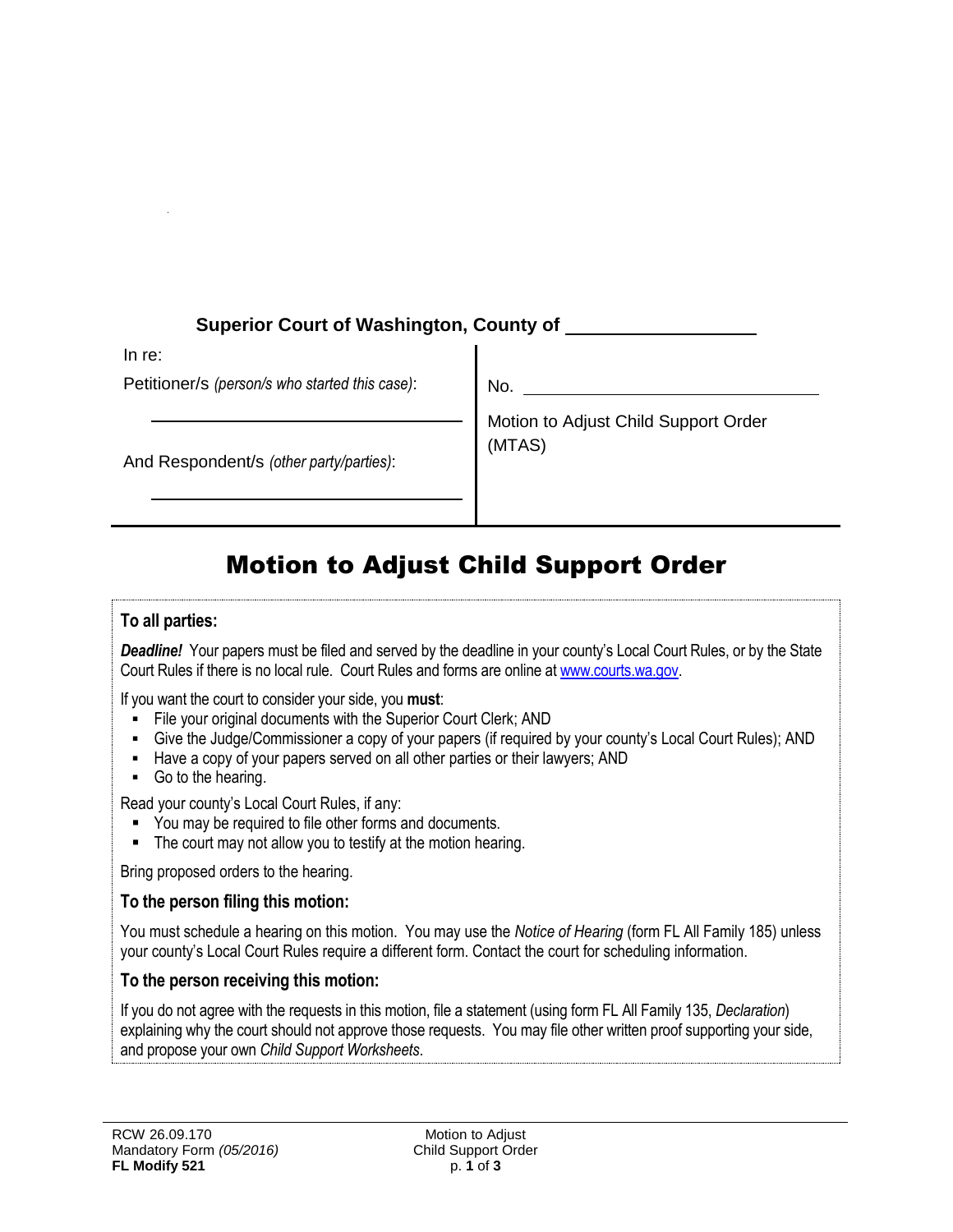**Superior Court of Washington, County of** ____________________

| In re: | |
|---|---|
| Petitioner/s *(person/s who started this case)*: ____________________ | No. ____________________ |
| And Respondent/s *(other party/parties)*: ____________________ | Motion to Adjust Child Support Order (MTAS) |

# Motion to Adjust Child Support Order

**To all parties:**

***Deadline!*** Your papers must be filed and served by the deadline in your county's Local Court Rules, or by the State Court Rules if there is no local rule. Court Rules and forms are online at www.courts.wa.gov.

If you want the court to consider your side, you **must**:

- File your original documents with the Superior Court Clerk; AND
- Give the Judge/Commissioner a copy of your papers (if required by your county's Local Court Rules); AND
- Have a copy of your papers served on all other parties or their lawyers; AND
- Go to the hearing.

Read your county's Local Court Rules, if any:

- You may be required to file other forms and documents.
- The court may not allow you to testify at the motion hearing.

Bring proposed orders to the hearing.

**To the person filing this motion:**

You must schedule a hearing on this motion. You may use the *Notice of Hearing* (form FL All Family 185) unless your county's Local Court Rules require a different form. Contact the court for scheduling information.

**To the person receiving this motion:**

If you do not agree with the requests in this motion, file a statement (using form FL All Family 135, *Declaration*) explaining why the court should not approve those requests. You may file other written proof supporting your side, and propose your own *Child Support Worksheets*.

RCW 26.09.170
Mandatory Form *(05/2016)*
**FL Modify 521**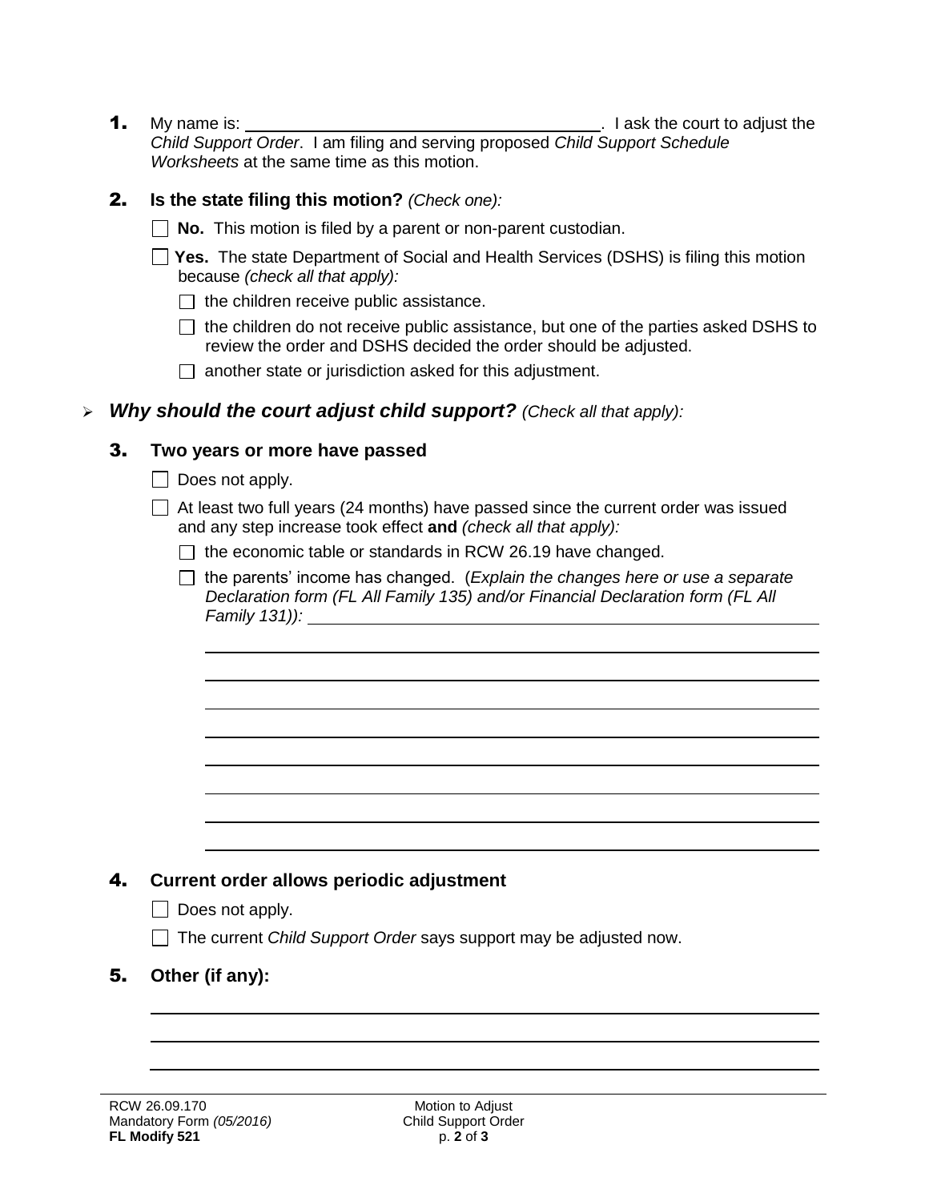1. My name is: \_\_\_\_\_\_\_\_\_\_\_\_\_\_\_\_\_\_\_\_\_\_\_\_\_\_\_\_\_\_\_\_\_\_\_\_. I ask the court to adjust the *Child Support Order*. I am filing and serving proposed *Child Support Schedule Worksheets* at the same time as this motion.

2. **Is the state filing this motion?** *(Check one):*

   ☐ **No.** This motion is filed by a parent or non-parent custodian.

   ☐ **Yes.** The state Department of Social and Health Services (DSHS) is filing this motion because *(check all that apply):*

   - ☐ the children receive public assistance.
   - ☐ the children do not receive public assistance, but one of the parties asked DSHS to review the order and DSHS decided the order should be adjusted.
   - ☐ another state or jurisdiction asked for this adjustment.

## ➢ *Why should the court adjust child support?* *(Check all that apply):*

3. **Two years or more have passed**

   ☐ Does not apply.

   ☐ At least two full years (24 months) have passed since the current order was issued and any step increase took effect **and** *(check all that apply):*

   - ☐ the economic table or standards in RCW 26.19 have changed.
   - ☐ the parents' income has changed. (*Explain the changes here or use a separate Declaration form (FL All Family 135) and/or Financial Declaration form (FL All Family 131)):* \_\_\_\_\_\_\_\_\_\_\_\_\_\_\_\_\_\_\_\_\_\_\_\_\_\_\_\_\_\_\_\_\_\_\_\_

4. **Current order allows periodic adjustment**

   ☐ Does not apply.

   ☐ The current *Child Support Order* says support may be adjusted now.

5. **Other (if any):**

   \_\_\_\_\_\_\_\_\_\_\_\_\_\_\_\_\_\_\_\_\_\_\_\_\_\_\_\_\_\_\_\_\_\_\_\_\_\_\_\_\_\_\_\_\_\_\_\_\_\_\_\_\_\_\_\_\_\_\_\_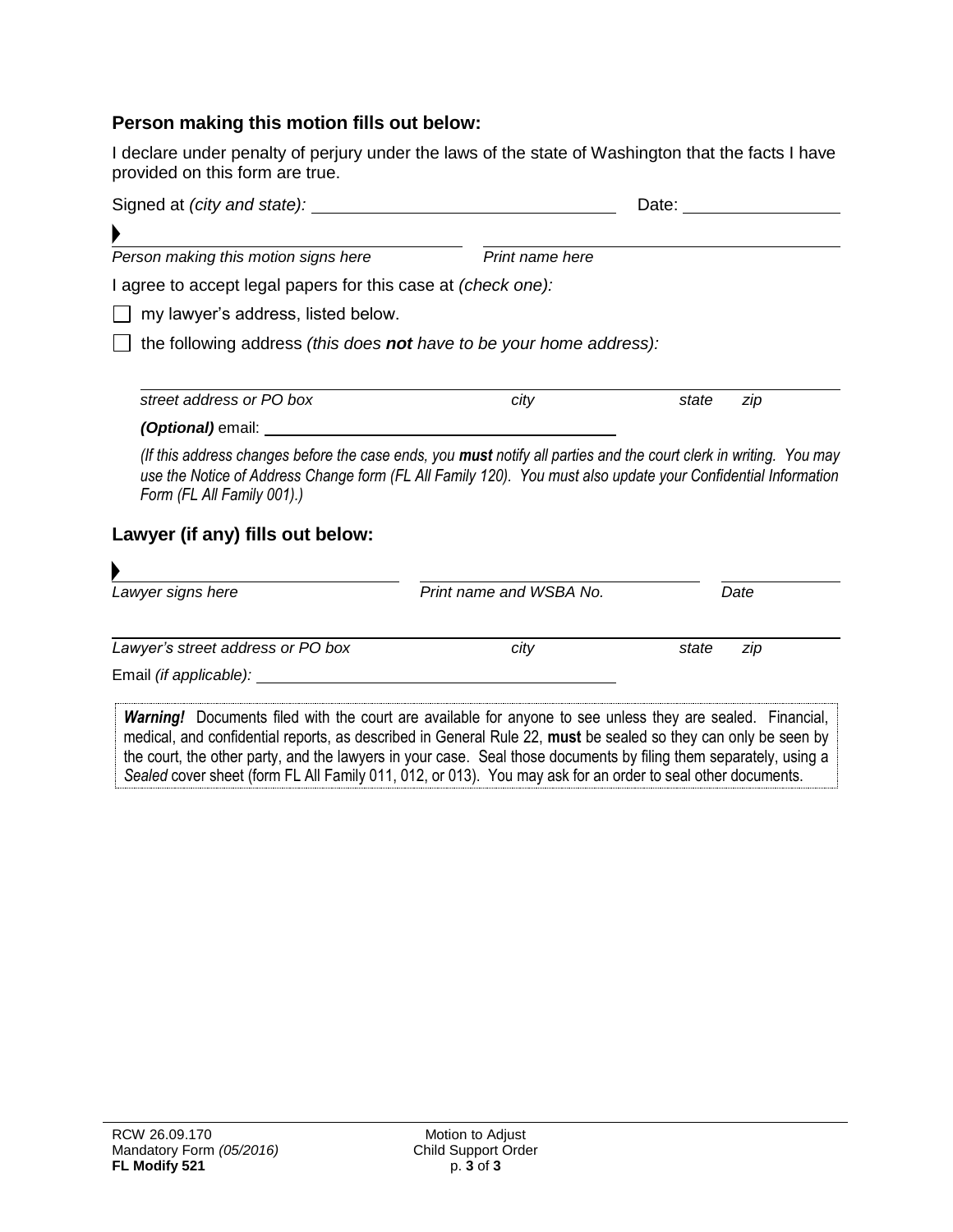## Person making this motion fills out below:

I declare under penalty of perjury under the laws of the state of Washington that the facts I have provided on this form are true.

Signed at *(city and state):* ______________________________ Date: ______________

▶ ______________________________ ______________________________

*Person making this motion signs here* *Print name here*

I agree to accept legal papers for this case at *(check one):*

☐ my lawyer's address, listed below.

☐ the following address *(this does **not** have to be your home address):*

______________________________________________________________________

*street address or PO box* *city* *state* *zip*

***(Optional)*** email: ______________________________

*(If this address changes before the case ends, you **must** notify all parties and the court clerk in writing. You may use the Notice of Address Change form (FL All Family 120). You must also update your Confidential Information Form (FL All Family 001).)*

## Lawyer (if any) fills out below:

▶ ______________________________ ______________________________ ______________

*Lawyer signs here* *Print name and WSBA No.* *Date*

______________________________________________________________________

*Lawyer's street address or PO box* *city* *state* *zip*

Email *(if applicable):* ______________________________

***Warning!*** Documents filed with the court are available for anyone to see unless they are sealed. Financial, medical, and confidential reports, as described in General Rule 22, **must** be sealed so they can only be seen by the court, the other party, and the lawyers in your case. Seal those documents by filing them separately, using a *Sealed* cover sheet (form FL All Family 011, 012, or 013). You may ask for an order to seal other documents.